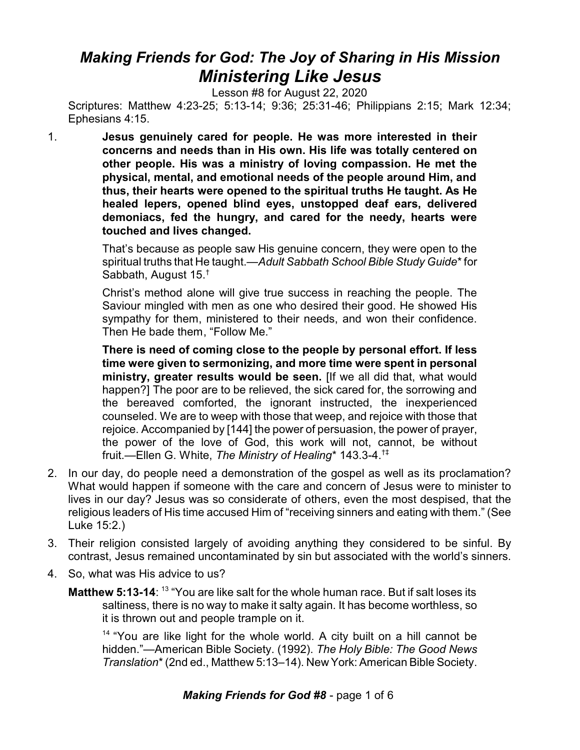# *Making Friends for God: The Joy of Sharing in His Mission*
# *Ministering Like Jesus*

Lesson #8 for August 22, 2020

Scriptures: Matthew 4:23-25; 5:13-14; 9:36; 25:31-46; Philippians 2:15; Mark 12:34; Ephesians 4:15.

1. **Jesus genuinely cared for people. He was more interested in their concerns and needs than in His own. His life was totally centered on other people. His was a ministry of loving compassion. He met the physical, mental, and emotional needs of the people around Him, and thus, their hearts were opened to the spiritual truths He taught. As He healed lepers, opened blind eyes, unstopped deaf ears, delivered demoniacs, fed the hungry, and cared for the needy, hearts were touched and lives changed.**

   That's because as people saw His genuine concern, they were open to the spiritual truths that He taught.—*Adult Sabbath School Bible Study Guide*\* for Sabbath, August 15.[†]

   Christ's method alone will give true success in reaching the people. The Saviour mingled with men as one who desired their good. He showed His sympathy for them, ministered to their needs, and won their confidence. Then He bade them, "Follow Me."

   **There is need of coming close to the people by personal effort. If less time were given to sermonizing, and more time were spent in personal ministry, greater results would be seen.** [If we all did that, what would happen?] The poor are to be relieved, the sick cared for, the sorrowing and the bereaved comforted, the ignorant instructed, the inexperienced counseled. We are to weep with those that weep, and rejoice with those that rejoice. Accompanied by [144] the power of persuasion, the power of prayer, the power of the love of God, this work will not, cannot, be without fruit.—Ellen G. White, *The Ministry of Healing*\* 143.3-4.[†‡]

2. In our day, do people need a demonstration of the gospel as well as its proclamation? What would happen if someone with the care and concern of Jesus were to minister to lives in our day? Jesus was so considerate of others, even the most despised, that the religious leaders of His time accused Him of "receiving sinners and eating with them." (See Luke 15:2.)

3. Their religion consisted largely of avoiding anything they considered to be sinful. By contrast, Jesus remained uncontaminated by sin but associated with the world's sinners.

4. So, what was His advice to us?

   **Matthew 5:13-14**: [13] "You are like salt for the whole human race. But if salt loses its saltiness, there is no way to make it salty again. It has become worthless, so it is thrown out and people trample on it.

   [14] "You are like light for the whole world. A city built on a hill cannot be hidden."—American Bible Society. (1992). *The Holy Bible: The Good News Translation*\* (2nd ed., Matthew 5:13–14). New York: American Bible Society.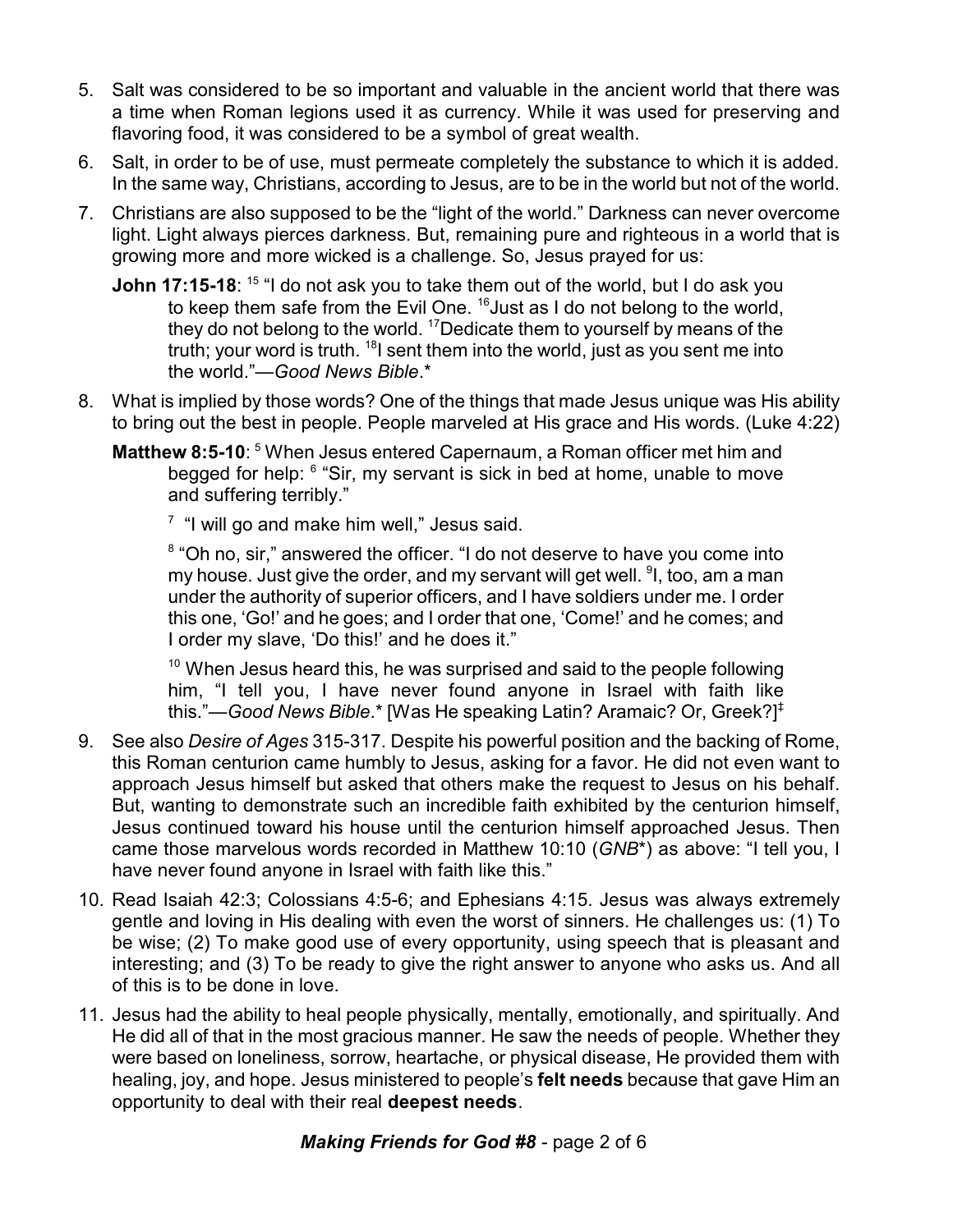5. Salt was considered to be so important and valuable in the ancient world that there was a time when Roman legions used it as currency. While it was used for preserving and flavoring food, it was considered to be a symbol of great wealth.

6. Salt, in order to be of use, must permeate completely the substance to which it is added. In the same way, Christians, according to Jesus, are to be in the world but not of the world.

7. Christians are also supposed to be the "light of the world." Darkness can never overcome light. Light always pierces darkness. But, remaining pure and righteous in a world that is growing more and more wicked is a challenge. So, Jesus prayed for us:

   **John 17:15-18**: [15] "I do not ask you to take them out of the world, but I do ask you to keep them safe from the Evil One. [16]Just as I do not belong to the world, they do not belong to the world. [17]Dedicate them to yourself by means of the truth; your word is truth. [18]I sent them into the world, just as you sent me into the world."—*Good News Bible*.*

8. What is implied by those words? One of the things that made Jesus unique was His ability to bring out the best in people. People marveled at His grace and His words. (Luke 4:22)

   **Matthew 8:5-10**: [5] When Jesus entered Capernaum, a Roman officer met him and begged for help: [6] "Sir, my servant is sick in bed at home, unable to move and suffering terribly."

   [7] "I will go and make him well," Jesus said.

   [8] "Oh no, sir," answered the officer. "I do not deserve to have you come into my house. Just give the order, and my servant will get well. [9]I, too, am a man under the authority of superior officers, and I have soldiers under me. I order this one, 'Go!' and he goes; and I order that one, 'Come!' and he comes; and I order my slave, 'Do this!' and he does it."

   [10] When Jesus heard this, he was surprised and said to the people following him, "I tell you, I have never found anyone in Israel with faith like this."—*Good News Bible*.* [Was He speaking Latin? Aramaic? Or, Greek?][‡]

9. See also *Desire of Ages* 315-317. Despite his powerful position and the backing of Rome, this Roman centurion came humbly to Jesus, asking for a favor. He did not even want to approach Jesus himself but asked that others make the request to Jesus on his behalf. But, wanting to demonstrate such an incredible faith exhibited by the centurion himself, Jesus continued toward his house until the centurion himself approached Jesus. Then came those marvelous words recorded in Matthew 10:10 (*GNB**) as above: "I tell you, I have never found anyone in Israel with faith like this."

10. Read Isaiah 42:3; Colossians 4:5-6; and Ephesians 4:15. Jesus was always extremely gentle and loving in His dealing with even the worst of sinners. He challenges us: (1) To be wise; (2) To make good use of every opportunity, using speech that is pleasant and interesting; and (3) To be ready to give the right answer to anyone who asks us. And all of this is to be done in love.

11. Jesus had the ability to heal people physically, mentally, emotionally, and spiritually. And He did all of that in the most gracious manner. He saw the needs of people. Whether they were based on loneliness, sorrow, heartache, or physical disease, He provided them with healing, joy, and hope. Jesus ministered to people's **felt needs** because that gave Him an opportunity to deal with their real **deepest needs**.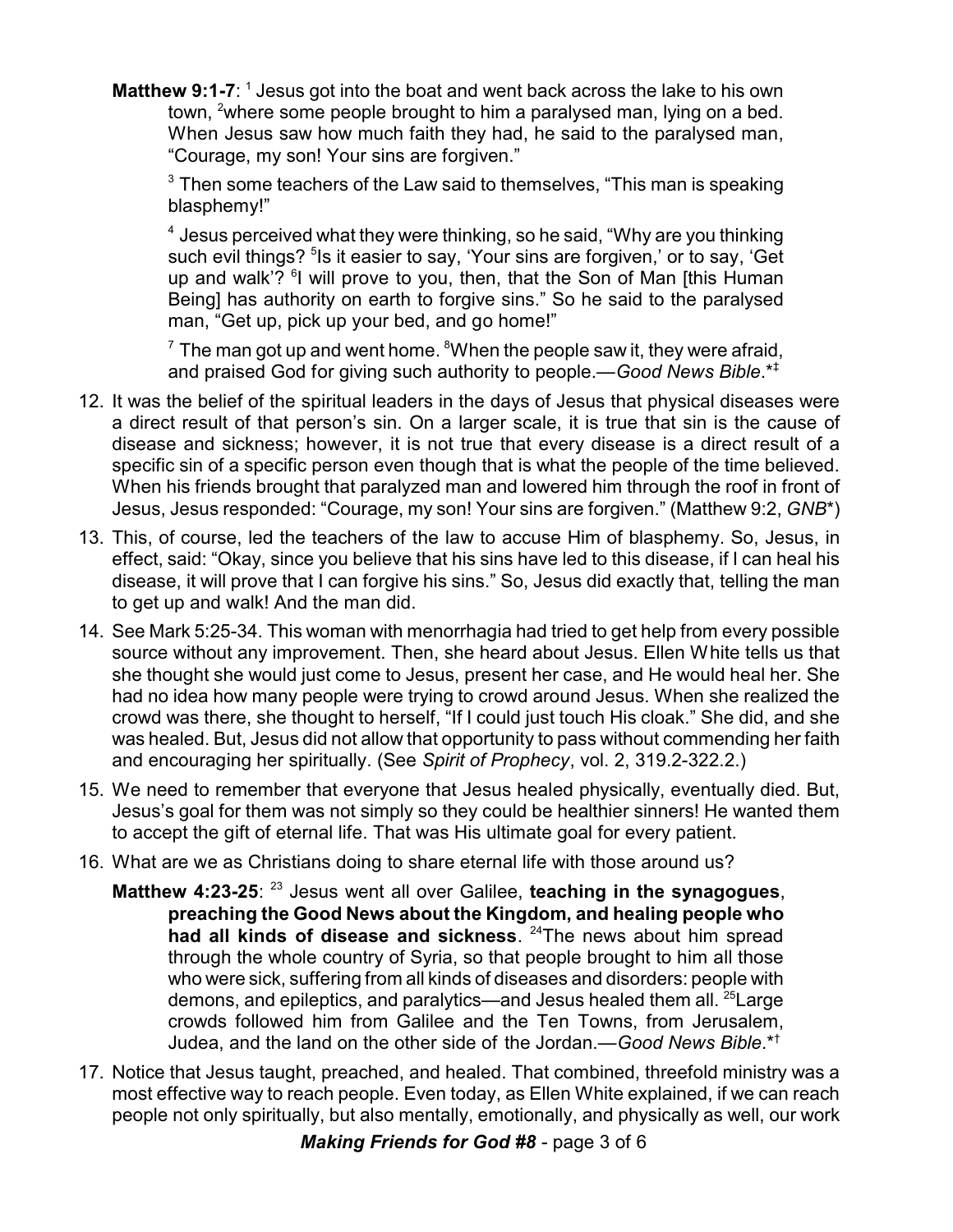**Matthew 9:1-7**: [1] Jesus got into the boat and went back across the lake to his own town, [2]where some people brought to him a paralysed man, lying on a bed. When Jesus saw how much faith they had, he said to the paralysed man, "Courage, my son! Your sins are forgiven."

[3] Then some teachers of the Law said to themselves, "This man is speaking blasphemy!"

[4] Jesus perceived what they were thinking, so he said, "Why are you thinking such evil things? [5]Is it easier to say, 'Your sins are forgiven,' or to say, 'Get up and walk'? [6]I will prove to you, then, that the Son of Man [this Human Being] has authority on earth to forgive sins." So he said to the paralysed man, "Get up, pick up your bed, and go home!"

[7] The man got up and went home. [8]When the people saw it, they were afraid, and praised God for giving such authority to people.—*Good News Bible*.*‡

12. It was the belief of the spiritual leaders in the days of Jesus that physical diseases were a direct result of that person's sin. On a larger scale, it is true that sin is the cause of disease and sickness; however, it is not true that every disease is a direct result of a specific sin of a specific person even though that is what the people of the time believed. When his friends brought that paralyzed man and lowered him through the roof in front of Jesus, Jesus responded: "Courage, my son! Your sins are forgiven." (Matthew 9:2, *GNB**)
13. This, of course, led the teachers of the law to accuse Him of blasphemy. So, Jesus, in effect, said: "Okay, since you believe that his sins have led to this disease, if I can heal his disease, it will prove that I can forgive his sins." So, Jesus did exactly that, telling the man to get up and walk! And the man did.
14. See Mark 5:25-34. This woman with menorrhagia had tried to get help from every possible source without any improvement. Then, she heard about Jesus. Ellen White tells us that she thought she would just come to Jesus, present her case, and He would heal her. She had no idea how many people were trying to crowd around Jesus. When she realized the crowd was there, she thought to herself, "If I could just touch His cloak." She did, and she was healed. But, Jesus did not allow that opportunity to pass without commending her faith and encouraging her spiritually. (See *Spirit of Prophecy*, vol. 2, 319.2-322.2.)
15. We need to remember that everyone that Jesus healed physically, eventually died. But, Jesus's goal for them was not simply so they could be healthier sinners! He wanted them to accept the gift of eternal life. That was His ultimate goal for every patient.
16. What are we as Christians doing to share eternal life with those around us?

**Matthew 4:23-25**: [23] Jesus went all over Galilee, **teaching in the synagogues**, **preaching the Good News about the Kingdom, and healing people who had all kinds of disease and sickness**. [24]The news about him spread through the whole country of Syria, so that people brought to him all those who were sick, suffering from all kinds of diseases and disorders: people with demons, and epileptics, and paralytics—and Jesus healed them all. [25]Large crowds followed him from Galilee and the Ten Towns, from Jerusalem, Judea, and the land on the other side of the Jordan.—*Good News Bible*.*†

17. Notice that Jesus taught, preached, and healed. That combined, threefold ministry was a most effective way to reach people. Even today, as Ellen White explained, if we can reach people not only spiritually, but also mentally, emotionally, and physically as well, our work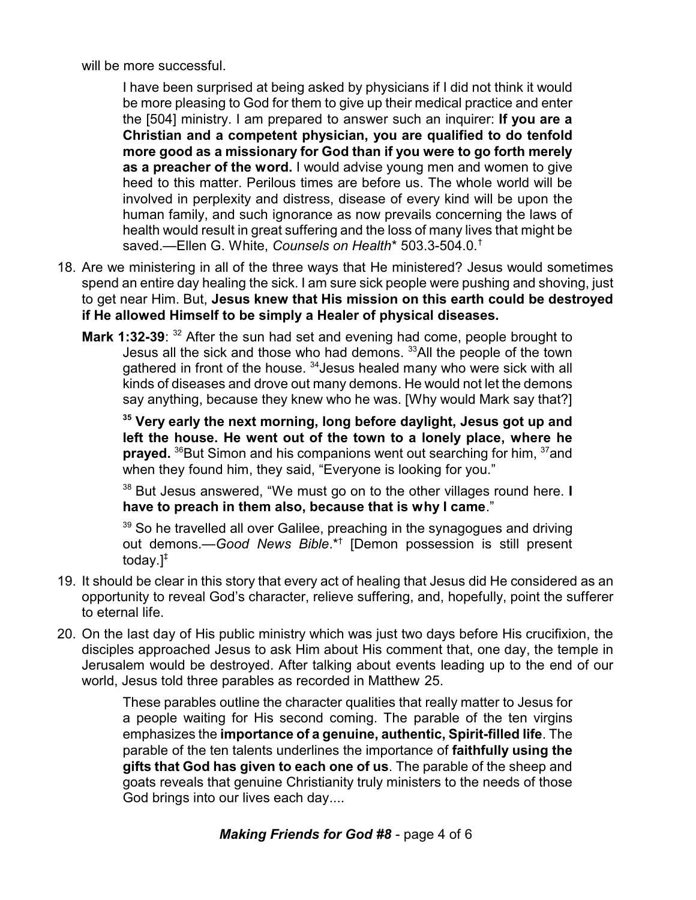will be more successful.

> I have been surprised at being asked by physicians if I did not think it would be more pleasing to God for them to give up their medical practice and enter the [504] ministry. I am prepared to answer such an inquirer: **If you are a Christian and a competent physician, you are qualified to do tenfold more good as a missionary for God than if you were to go forth merely as a preacher of the word.** I would advise young men and women to give heed to this matter. Perilous times are before us. The whole world will be involved in perplexity and distress, disease of every kind will be upon the human family, and such ignorance as now prevails concerning the laws of health would result in great suffering and the loss of many lives that might be saved.—Ellen G. White, *Counsels on Health** 503.3-504.0.†

18. Are we ministering in all of the three ways that He ministered? Jesus would sometimes spend an entire day healing the sick. I am sure sick people were pushing and shoving, just to get near Him. But, **Jesus knew that His mission on this earth could be destroyed if He allowed Himself to be simply a Healer of physical diseases.**

    **Mark 1:32-39**: [32] After the sun had set and evening had come, people brought to Jesus all the sick and those who had demons. [33]All the people of the town gathered in front of the house. [34]Jesus healed many who were sick with all kinds of diseases and drove out many demons. He would not let the demons say anything, because they knew who he was. [Why would Mark say that?]

    **[35] Very early the next morning, long before daylight, Jesus got up and left the house. He went out of the town to a lonely place, where he prayed.** [36]But Simon and his companions went out searching for him, [37]and when they found him, they said, "Everyone is looking for you."

    [38] But Jesus answered, "We must go on to the other villages round here. **I have to preach in them also, because that is why I came**."

    [39] So he travelled all over Galilee, preaching in the synagogues and driving out demons.—*Good News Bible*.*† [Demon possession is still present today.]‡

19. It should be clear in this story that every act of healing that Jesus did He considered as an opportunity to reveal God's character, relieve suffering, and, hopefully, point the sufferer to eternal life.

20. On the last day of His public ministry which was just two days before His crucifixion, the disciples approached Jesus to ask Him about His comment that, one day, the temple in Jerusalem would be destroyed. After talking about events leading up to the end of our world, Jesus told three parables as recorded in Matthew 25.

    > These parables outline the character qualities that really matter to Jesus for a people waiting for His second coming. The parable of the ten virgins emphasizes the **importance of a genuine, authentic, Spirit-filled life**. The parable of the ten talents underlines the importance of **faithfully using the gifts that God has given to each one of us**. The parable of the sheep and goats reveals that genuine Christianity truly ministers to the needs of those God brings into our lives each day....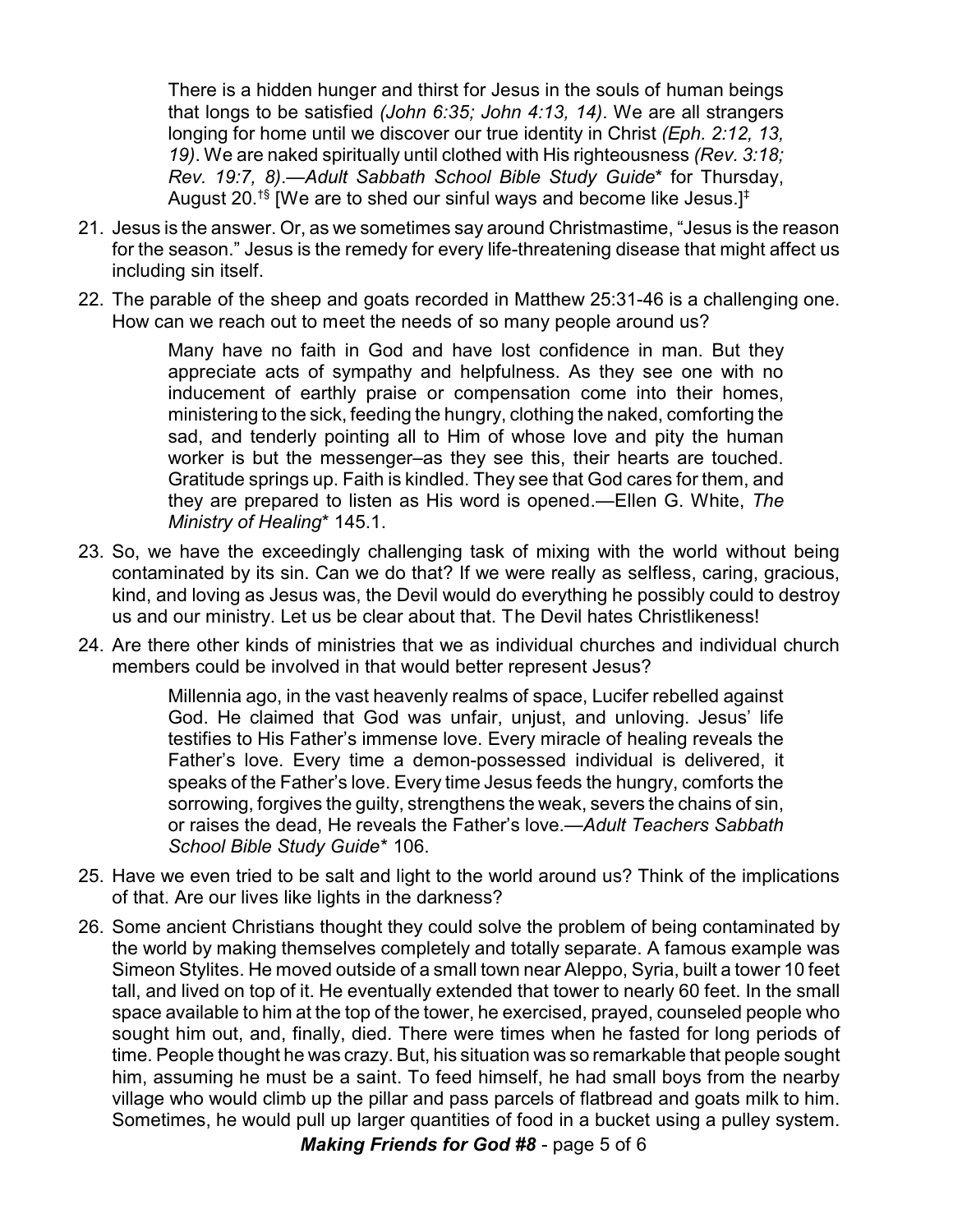> There is a hidden hunger and thirst for Jesus in the souls of human beings that longs to be satisfied *(John 6:35; John 4:13, 14)*. We are all strangers longing for home until we discover our true identity in Christ *(Eph. 2:12, 13, 19)*. We are naked spiritually until clothed with His righteousness *(Rev. 3:18; Rev. 19:7, 8)*.—*Adult Sabbath School Bible Study Guide** for Thursday, August 20.[†§] [We are to shed our sinful ways and become like Jesus.][‡]

21. Jesus is the answer. Or, as we sometimes say around Christmastime, "Jesus is the reason for the season." Jesus is the remedy for every life-threatening disease that might affect us including sin itself.

22. The parable of the sheep and goats recorded in Matthew 25:31-46 is a challenging one. How can we reach out to meet the needs of so many people around us?

    > Many have no faith in God and have lost confidence in man. But they appreciate acts of sympathy and helpfulness. As they see one with no inducement of earthly praise or compensation come into their homes, ministering to the sick, feeding the hungry, clothing the naked, comforting the sad, and tenderly pointing all to Him of whose love and pity the human worker is but the messenger–as they see this, their hearts are touched. Gratitude springs up. Faith is kindled. They see that God cares for them, and they are prepared to listen as His word is opened.—Ellen G. White, *The Ministry of Healing** 145.1.

23. So, we have the exceedingly challenging task of mixing with the world without being contaminated by its sin. Can we do that? If we were really as selfless, caring, gracious, kind, and loving as Jesus was, the Devil would do everything he possibly could to destroy us and our ministry. Let us be clear about that. The Devil hates Christlikeness!

24. Are there other kinds of ministries that we as individual churches and individual church members could be involved in that would better represent Jesus?

    > Millennia ago, in the vast heavenly realms of space, Lucifer rebelled against God. He claimed that God was unfair, unjust, and unloving. Jesus' life testifies to His Father's immense love. Every miracle of healing reveals the Father's love. Every time a demon-possessed individual is delivered, it speaks of the Father's love. Every time Jesus feeds the hungry, comforts the sorrowing, forgives the guilty, strengthens the weak, severs the chains of sin, or raises the dead, He reveals the Father's love.—*Adult Teachers Sabbath School Bible Study Guide** 106.

25. Have we even tried to be salt and light to the world around us? Think of the implications of that. Are our lives like lights in the darkness?

26. Some ancient Christians thought they could solve the problem of being contaminated by the world by making themselves completely and totally separate. A famous example was Simeon Stylites. He moved outside of a small town near Aleppo, Syria, built a tower 10 feet tall, and lived on top of it. He eventually extended that tower to nearly 60 feet. In the small space available to him at the top of the tower, he exercised, prayed, counseled people who sought him out, and, finally, died. There were times when he fasted for long periods of time. People thought he was crazy. But, his situation was so remarkable that people sought him, assuming he must be a saint. To feed himself, he had small boys from the nearby village who would climb up the pillar and pass parcels of flatbread and goats milk to him. Sometimes, he would pull up larger quantities of food in a bucket using a pulley system.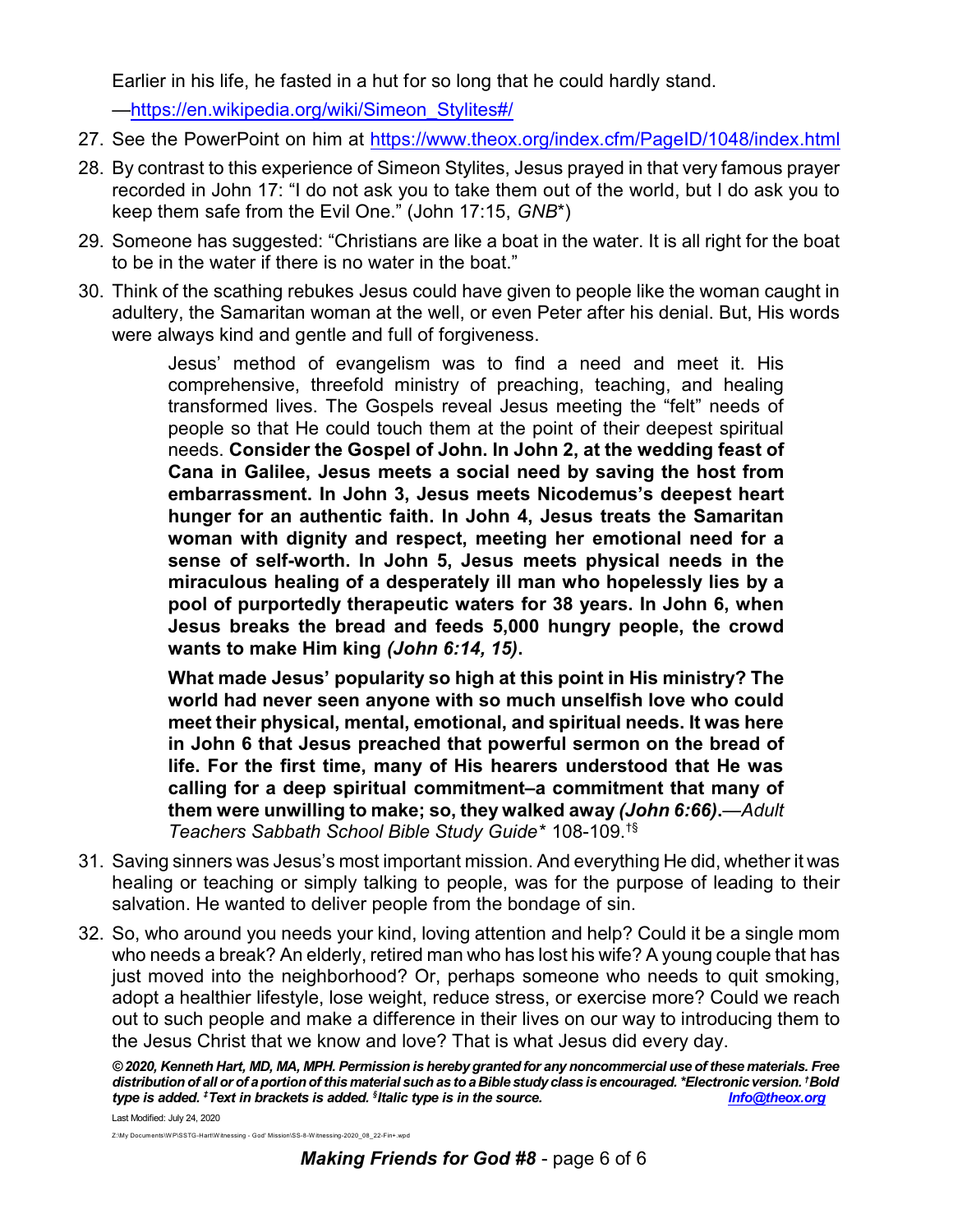Earlier in his life, he fasted in a hut for so long that he could hardly stand.

—https://en.wikipedia.org/wiki/Simeon_Stylites#/

27. See the PowerPoint on him at https://www.theox.org/index.cfm/PageID/1048/index.html
28. By contrast to this experience of Simeon Stylites, Jesus prayed in that very famous prayer recorded in John 17: "I do not ask you to take them out of the world, but I do ask you to keep them safe from the Evil One." (John 17:15, *GNB*\*)
29. Someone has suggested: "Christians are like a boat in the water. It is all right for the boat to be in the water if there is no water in the boat."
30. Think of the scathing rebukes Jesus could have given to people like the woman caught in adultery, the Samaritan woman at the well, or even Peter after his denial. But, His words were always kind and gentle and full of forgiveness.

> Jesus' method of evangelism was to find a need and meet it. His comprehensive, threefold ministry of preaching, teaching, and healing transformed lives. The Gospels reveal Jesus meeting the "felt" needs of people so that He could touch them at the point of their deepest spiritual needs. **Consider the Gospel of John. In John 2, at the wedding feast of Cana in Galilee, Jesus meets a social need by saving the host from embarrassment. In John 3, Jesus meets Nicodemus's deepest heart hunger for an authentic faith. In John 4, Jesus treats the Samaritan woman with dignity and respect, meeting her emotional need for a sense of self-worth. In John 5, Jesus meets physical needs in the miraculous healing of a desperately ill man who hopelessly lies by a pool of purportedly therapeutic waters for 38 years. In John 6, when Jesus breaks the bread and feeds 5,000 hungry people, the crowd wants to make Him king *(John 6:14, 15)*.**
>
> **What made Jesus' popularity so high at this point in His ministry? The world had never seen anyone with so much unselfish love who could meet their physical, mental, emotional, and spiritual needs. It was here in John 6 that Jesus preached that powerful sermon on the bread of life. For the first time, many of His hearers understood that He was calling for a deep spiritual commitment–a commitment that many of them were unwilling to make; so, they walked away *(John 6:66)*.**—*Adult Teachers Sabbath School Bible Study Guide\** 108-109.†§

31. Saving sinners was Jesus's most important mission. And everything He did, whether it was healing or teaching or simply talking to people, was for the purpose of leading to their salvation. He wanted to deliver people from the bondage of sin.
32. So, who around you needs your kind, loving attention and help? Could it be a single mom who needs a break? An elderly, retired man who has lost his wife? A young couple that has just moved into the neighborhood? Or, perhaps someone who needs to quit smoking, adopt a healthier lifestyle, lose weight, reduce stress, or exercise more? Could we reach out to such people and make a difference in their lives on our way to introducing them to the Jesus Christ that we know and love? That is what Jesus did every day.

***© 2020, Kenneth Hart, MD, MA, MPH. Permission is hereby granted for any noncommercial use of these materials. Free distribution of all or of a portion of this material such as to a Bible study class is encouraged. \*Electronic version. †Bold type is added. ‡Text in brackets is added. §Italic type is in the source.*** ***Info@theox.org***

Last Modified: July 24, 2020

Z:\My Documents\WP\SSTG-Hart\Witnessing - God' Mission\SS-8-Witnessing-2020_08_22-Fin+.wpd